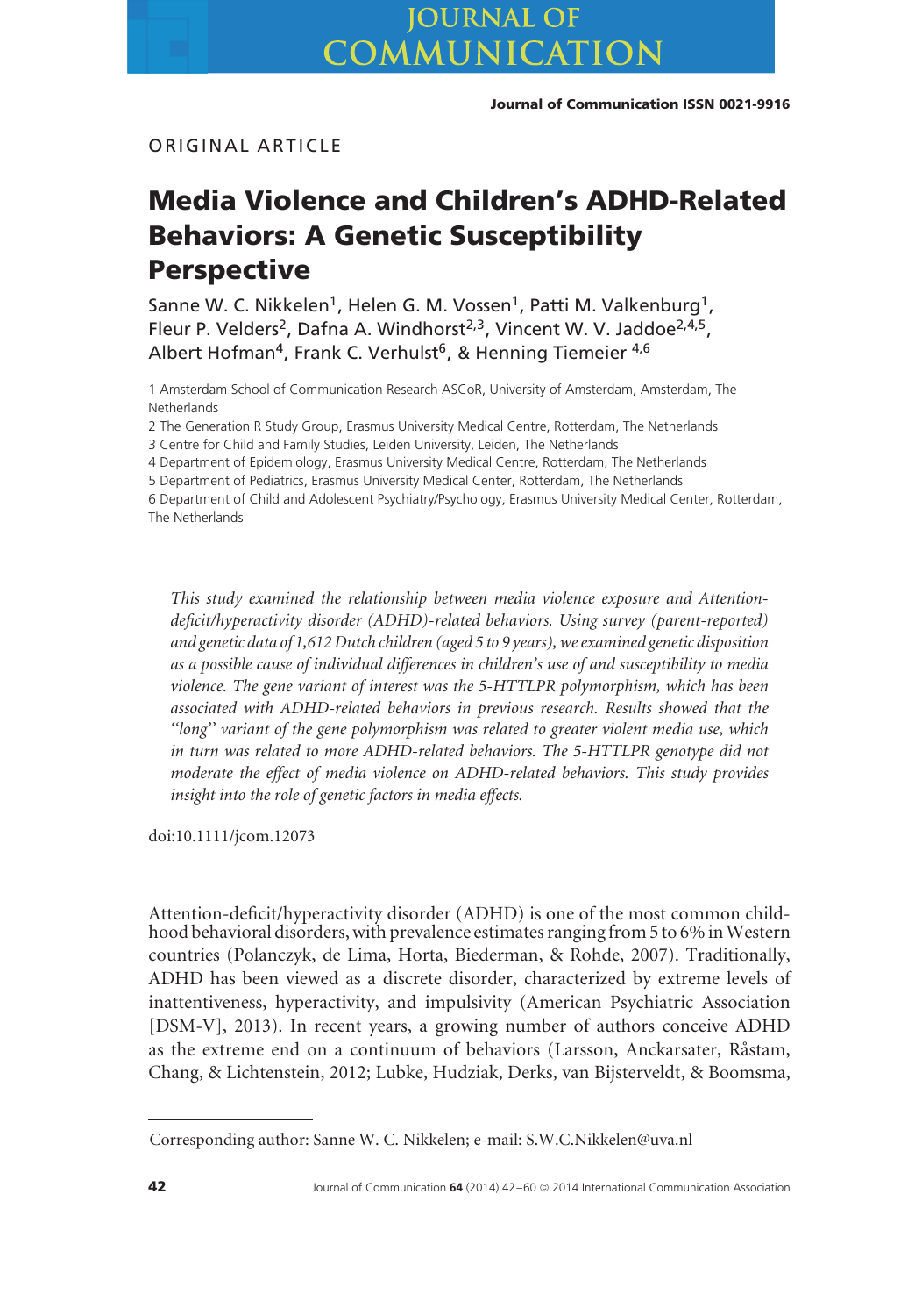ORIGINAL ARTICLE

# Media Violence and Children's ADHD-Related Behaviors: A Genetic Susceptibility Perspective

Sanne W. C. Nikkelen[1], Helen G. M. Vossen[1], Patti M. Valkenburg[1], Fleur P. Velders[2], Dafna A. Windhorst[2,3], Vincent W. V. Jaddoe[2,4,5], Albert Hofman[4], Frank C. Verhulst[6], & Henning Tiemeier [4,6]

1 Amsterdam School of Communication Research ASCoR, University of Amsterdam, Amsterdam, The Netherlands

2 The Generation R Study Group, Erasmus University Medical Centre, Rotterdam, The Netherlands

3 Centre for Child and Family Studies, Leiden University, Leiden, The Netherlands

4 Department of Epidemiology, Erasmus University Medical Centre, Rotterdam, The Netherlands

5 Department of Pediatrics, Erasmus University Medical Center, Rotterdam, The Netherlands

6 Department of Child and Adolescent Psychiatry/Psychology, Erasmus University Medical Center, Rotterdam, The Netherlands

*This study examined the relationship between media violence exposure and Attention-deficit/hyperactivity disorder (ADHD)-related behaviors. Using survey (parent-reported) and genetic data of 1,612 Dutch children (aged 5 to 9 years), we examined genetic disposition as a possible cause of individual differences in children's use of and susceptibility to media violence. The gene variant of interest was the 5-HTTLPR polymorphism, which has been associated with ADHD-related behaviors in previous research. Results showed that the "long" variant of the gene polymorphism was related to greater violent media use, which in turn was related to more ADHD-related behaviors. The 5-HTTLPR genotype did not moderate the effect of media violence on ADHD-related behaviors. This study provides insight into the role of genetic factors in media effects.*

doi:10.1111/jcom.12073

Attention-deficit/hyperactivity disorder (ADHD) is one of the most common childhood behavioral disorders, with prevalence estimates ranging from 5 to 6% in Western countries (Polanczyk, de Lima, Horta, Biederman, & Rohde, 2007). Traditionally, ADHD has been viewed as a discrete disorder, characterized by extreme levels of inattentiveness, hyperactivity, and impulsivity (American Psychiatric Association [DSM-V], 2013). In recent years, a growing number of authors conceive ADHD as the extreme end on a continuum of behaviors (Larsson, Anckarsater, Råstam, Chang, & Lichtenstein, 2012; Lubke, Hudziak, Derks, van Bijsterveldt, & Boomsma,

Corresponding author: Sanne W. C. Nikkelen; e-mail: S.W.C.Nikkelen@uva.nl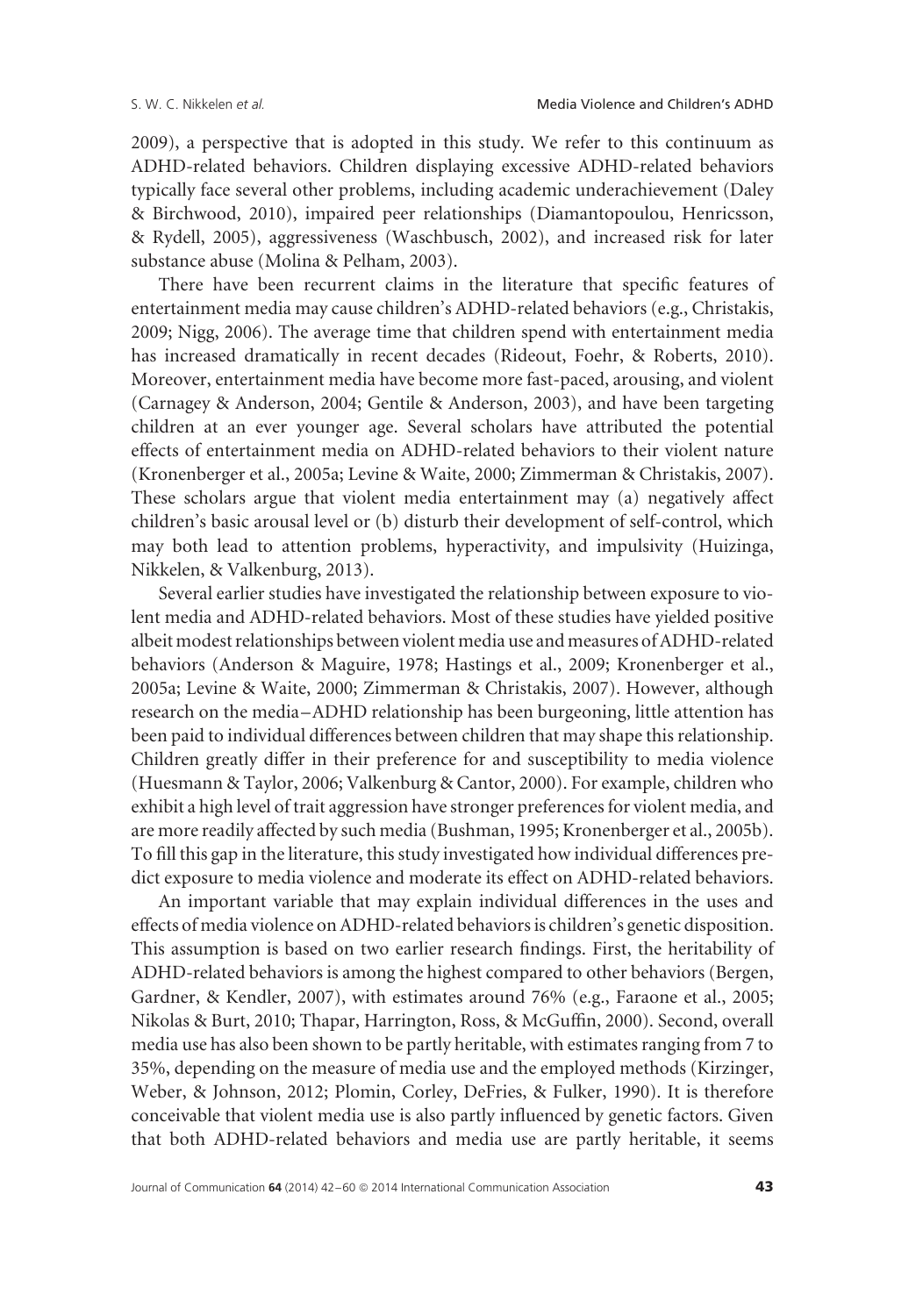2009), a perspective that is adopted in this study. We refer to this continuum as ADHD-related behaviors. Children displaying excessive ADHD-related behaviors typically face several other problems, including academic underachievement (Daley & Birchwood, 2010), impaired peer relationships (Diamantopoulou, Henricsson, & Rydell, 2005), aggressiveness (Waschbusch, 2002), and increased risk for later substance abuse (Molina & Pelham, 2003).

There have been recurrent claims in the literature that specific features of entertainment media may cause children's ADHD-related behaviors (e.g., Christakis, 2009; Nigg, 2006). The average time that children spend with entertainment media has increased dramatically in recent decades (Rideout, Foehr, & Roberts, 2010). Moreover, entertainment media have become more fast-paced, arousing, and violent (Carnagey & Anderson, 2004; Gentile & Anderson, 2003), and have been targeting children at an ever younger age. Several scholars have attributed the potential effects of entertainment media on ADHD-related behaviors to their violent nature (Kronenberger et al., 2005a; Levine & Waite, 2000; Zimmerman & Christakis, 2007). These scholars argue that violent media entertainment may (a) negatively affect children's basic arousal level or (b) disturb their development of self-control, which may both lead to attention problems, hyperactivity, and impulsivity (Huizinga, Nikkelen, & Valkenburg, 2013).

Several earlier studies have investigated the relationship between exposure to violent media and ADHD-related behaviors. Most of these studies have yielded positive albeit modest relationships between violent media use and measures of ADHD-related behaviors (Anderson & Maguire, 1978; Hastings et al., 2009; Kronenberger et al., 2005a; Levine & Waite, 2000; Zimmerman & Christakis, 2007). However, although research on the media–ADHD relationship has been burgeoning, little attention has been paid to individual differences between children that may shape this relationship. Children greatly differ in their preference for and susceptibility to media violence (Huesmann & Taylor, 2006; Valkenburg & Cantor, 2000). For example, children who exhibit a high level of trait aggression have stronger preferences for violent media, and are more readily affected by such media (Bushman, 1995; Kronenberger et al., 2005b). To fill this gap in the literature, this study investigated how individual differences predict exposure to media violence and moderate its effect on ADHD-related behaviors.

An important variable that may explain individual differences in the uses and effects of media violence on ADHD-related behaviors is children's genetic disposition. This assumption is based on two earlier research findings. First, the heritability of ADHD-related behaviors is among the highest compared to other behaviors (Bergen, Gardner, & Kendler, 2007), with estimates around 76% (e.g., Faraone et al., 2005; Nikolas & Burt, 2010; Thapar, Harrington, Ross, & McGuffin, 2000). Second, overall media use has also been shown to be partly heritable, with estimates ranging from 7 to 35%, depending on the measure of media use and the employed methods (Kirzinger, Weber, & Johnson, 2012; Plomin, Corley, DeFries, & Fulker, 1990). It is therefore conceivable that violent media use is also partly influenced by genetic factors. Given that both ADHD-related behaviors and media use are partly heritable, it seems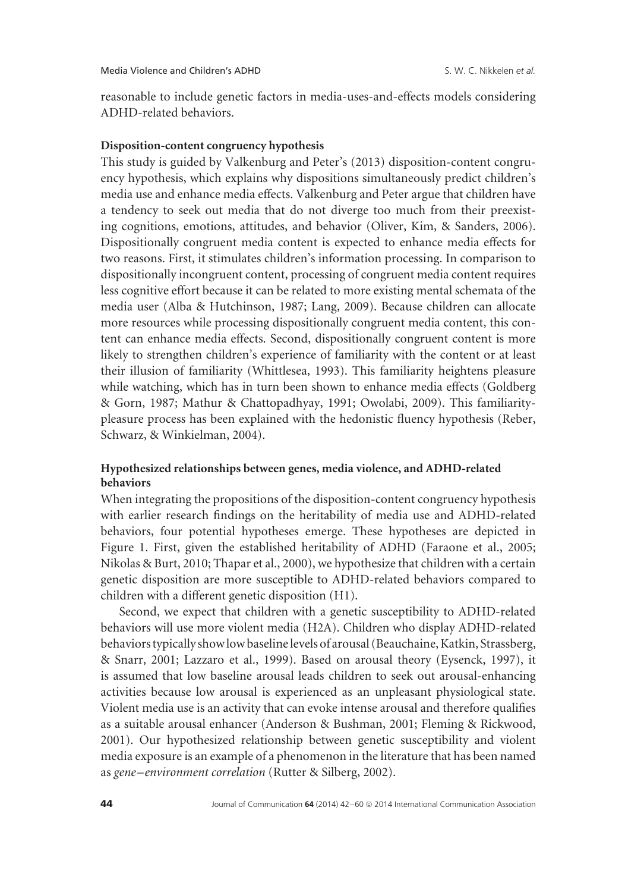reasonable to include genetic factors in media-uses-and-effects models considering ADHD-related behaviors.

### Disposition-content congruency hypothesis

This study is guided by Valkenburg and Peter's (2013) disposition-content congruency hypothesis, which explains why dispositions simultaneously predict children's media use and enhance media effects. Valkenburg and Peter argue that children have a tendency to seek out media that do not diverge too much from their preexisting cognitions, emotions, attitudes, and behavior (Oliver, Kim, & Sanders, 2006). Dispositionally congruent media content is expected to enhance media effects for two reasons. First, it stimulates children's information processing. In comparison to dispositionally incongruent content, processing of congruent media content requires less cognitive effort because it can be related to more existing mental schemata of the media user (Alba & Hutchinson, 1987; Lang, 2009). Because children can allocate more resources while processing dispositionally congruent media content, this content can enhance media effects. Second, dispositionally congruent content is more likely to strengthen children's experience of familiarity with the content or at least their illusion of familiarity (Whittlesea, 1993). This familiarity heightens pleasure while watching, which has in turn been shown to enhance media effects (Goldberg & Gorn, 1987; Mathur & Chattopadhyay, 1991; Owolabi, 2009). This familiarity-pleasure process has been explained with the hedonistic fluency hypothesis (Reber, Schwarz, & Winkielman, 2004).

### Hypothesized relationships between genes, media violence, and ADHD-related behaviors

When integrating the propositions of the disposition-content congruency hypothesis with earlier research findings on the heritability of media use and ADHD-related behaviors, four potential hypotheses emerge. These hypotheses are depicted in Figure 1. First, given the established heritability of ADHD (Faraone et al., 2005; Nikolas & Burt, 2010; Thapar et al., 2000), we hypothesize that children with a certain genetic disposition are more susceptible to ADHD-related behaviors compared to children with a different genetic disposition (H1).

Second, we expect that children with a genetic susceptibility to ADHD-related behaviors will use more violent media (H2A). Children who display ADHD-related behaviors typically show low baseline levels of arousal (Beauchaine, Katkin, Strassberg, & Snarr, 2001; Lazzaro et al., 1999). Based on arousal theory (Eysenck, 1997), it is assumed that low baseline arousal leads children to seek out arousal-enhancing activities because low arousal is experienced as an unpleasant physiological state. Violent media use is an activity that can evoke intense arousal and therefore qualifies as a suitable arousal enhancer (Anderson & Bushman, 2001; Fleming & Rickwood, 2001). Our hypothesized relationship between genetic susceptibility and violent media exposure is an example of a phenomenon in the literature that has been named as *gene–environment correlation* (Rutter & Silberg, 2002).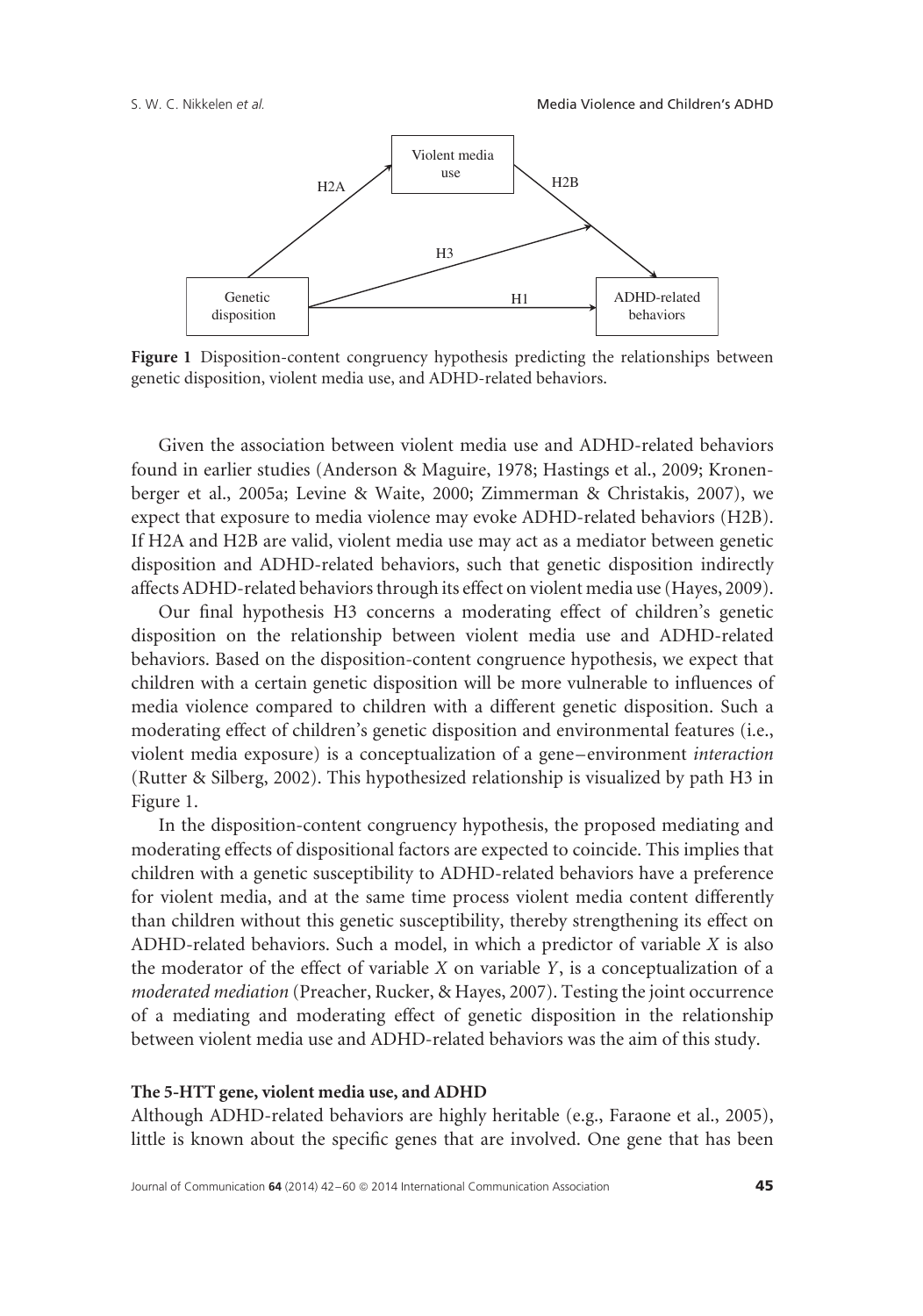**Figure 1** Disposition-content congruency hypothesis predicting the relationships between genetic disposition, violent media use, and ADHD-related behaviors.

Given the association between violent media use and ADHD-related behaviors found in earlier studies (Anderson & Maguire, 1978; Hastings et al., 2009; Kronenberger et al., 2005a; Levine & Waite, 2000; Zimmerman & Christakis, 2007), we expect that exposure to media violence may evoke ADHD-related behaviors (H2B). If H2A and H2B are valid, violent media use may act as a mediator between genetic disposition and ADHD-related behaviors, such that genetic disposition indirectly affects ADHD-related behaviors through its effect on violent media use (Hayes, 2009).

Our final hypothesis H3 concerns a moderating effect of children's genetic disposition on the relationship between violent media use and ADHD-related behaviors. Based on the disposition-content congruence hypothesis, we expect that children with a certain genetic disposition will be more vulnerable to influences of media violence compared to children with a different genetic disposition. Such a moderating effect of children's genetic disposition and environmental features (i.e., violent media exposure) is a conceptualization of a gene–environment *interaction* (Rutter & Silberg, 2002). This hypothesized relationship is visualized by path H3 in Figure 1.

In the disposition-content congruency hypothesis, the proposed mediating and moderating effects of dispositional factors are expected to coincide. This implies that children with a genetic susceptibility to ADHD-related behaviors have a preference for violent media, and at the same time process violent media content differently than children without this genetic susceptibility, thereby strengthening its effect on ADHD-related behaviors. Such a model, in which a predictor of variable $X$ is also the moderator of the effect of variable $X$ on variable $Y$, is a conceptualization of a *moderated mediation* (Preacher, Rucker, & Hayes, 2007). Testing the joint occurrence of a mediating and moderating effect of genetic disposition in the relationship between violent media use and ADHD-related behaviors was the aim of this study.

### The 5-HTT gene, violent media use, and ADHD

Although ADHD-related behaviors are highly heritable (e.g., Faraone et al., 2005), little is known about the specific genes that are involved. One gene that has been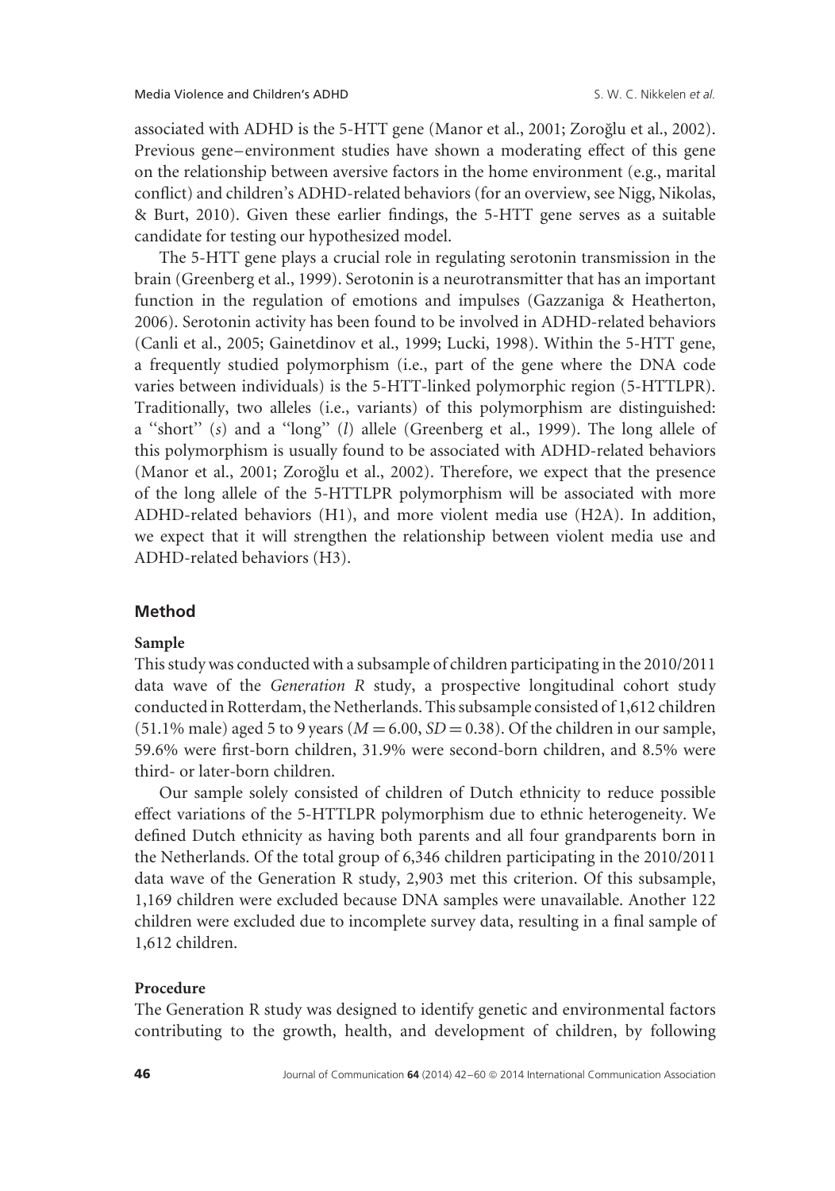associated with ADHD is the 5-HTT gene (Manor et al., 2001; Zoroğlu et al., 2002). Previous gene–environment studies have shown a moderating effect of this gene on the relationship between aversive factors in the home environment (e.g., marital conflict) and children's ADHD-related behaviors (for an overview, see Nigg, Nikolas, & Burt, 2010). Given these earlier findings, the 5-HTT gene serves as a suitable candidate for testing our hypothesized model.

The 5-HTT gene plays a crucial role in regulating serotonin transmission in the brain (Greenberg et al., 1999). Serotonin is a neurotransmitter that has an important function in the regulation of emotions and impulses (Gazzaniga & Heatherton, 2006). Serotonin activity has been found to be involved in ADHD-related behaviors (Canli et al., 2005; Gainetdinov et al., 1999; Lucki, 1998). Within the 5-HTT gene, a frequently studied polymorphism (i.e., part of the gene where the DNA code varies between individuals) is the 5-HTT-linked polymorphic region (5-HTTLPR). Traditionally, two alleles (i.e., variants) of this polymorphism are distinguished: a "short" (*s*) and a "long" (*l*) allele (Greenberg et al., 1999). The long allele of this polymorphism is usually found to be associated with ADHD-related behaviors (Manor et al., 2001; Zoroğlu et al., 2002). Therefore, we expect that the presence of the long allele of the 5-HTTLPR polymorphism will be associated with more ADHD-related behaviors (H1), and more violent media use (H2A). In addition, we expect that it will strengthen the relationship between violent media use and ADHD-related behaviors (H3).

## Method

### Sample

This study was conducted with a subsample of children participating in the 2010/2011 data wave of the *Generation R* study, a prospective longitudinal cohort study conducted in Rotterdam, the Netherlands. This subsample consisted of 1,612 children (51.1% male) aged 5 to 9 years ($M = 6.00$, $SD = 0.38$). Of the children in our sample, 59.6% were first-born children, 31.9% were second-born children, and 8.5% were third- or later-born children.

Our sample solely consisted of children of Dutch ethnicity to reduce possible effect variations of the 5-HTTLPR polymorphism due to ethnic heterogeneity. We defined Dutch ethnicity as having both parents and all four grandparents born in the Netherlands. Of the total group of 6,346 children participating in the 2010/2011 data wave of the Generation R study, 2,903 met this criterion. Of this subsample, 1,169 children were excluded because DNA samples were unavailable. Another 122 children were excluded due to incomplete survey data, resulting in a final sample of 1,612 children.

### Procedure

The Generation R study was designed to identify genetic and environmental factors contributing to the growth, health, and development of children, by following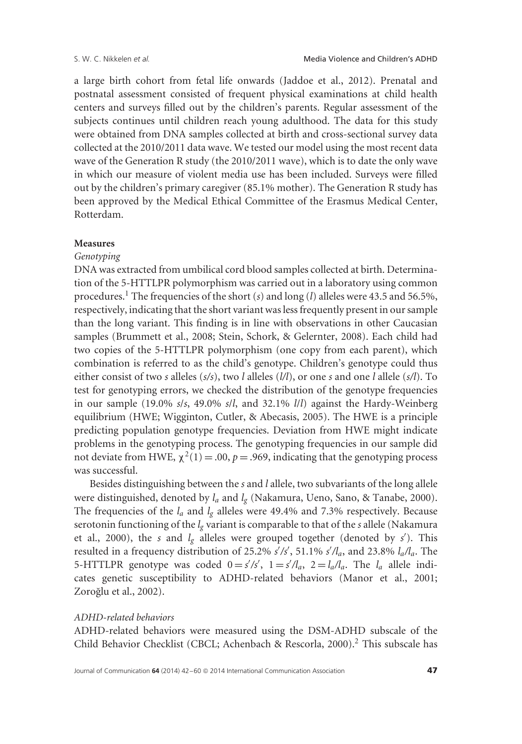a large birth cohort from fetal life onwards (Jaddoe et al., 2012). Prenatal and postnatal assessment consisted of frequent physical examinations at child health centers and surveys filled out by the children's parents. Regular assessment of the subjects continues until children reach young adulthood. The data for this study were obtained from DNA samples collected at birth and cross-sectional survey data collected at the 2010/2011 data wave. We tested our model using the most recent data wave of the Generation R study (the 2010/2011 wave), which is to date the only wave in which our measure of violent media use has been included. Surveys were filled out by the children's primary caregiver (85.1% mother). The Generation R study has been approved by the Medical Ethical Committee of the Erasmus Medical Center, Rotterdam.

### Measures

#### *Genotyping*

DNA was extracted from umbilical cord blood samples collected at birth. Determination of the 5-HTTLPR polymorphism was carried out in a laboratory using common procedures.[1] The frequencies of the short (*s*) and long (*l*) alleles were 43.5 and 56.5%, respectively, indicating that the short variant was less frequently present in our sample than the long variant. This finding is in line with observations in other Caucasian samples (Brummett et al., 2008; Stein, Schork, & Gelernter, 2008). Each child had two copies of the 5-HTTLPR polymorphism (one copy from each parent), which combination is referred to as the child's genotype. Children's genotype could thus either consist of two *s* alleles (*s/s*), two *l* alleles (*l/l*), or one *s* and one *l* allele (*s/l*). To test for genotyping errors, we checked the distribution of the genotype frequencies in our sample (19.0% *s/s*, 49.0% *s/l*, and 32.1% *l/l*) against the Hardy-Weinberg equilibrium (HWE; Wigginton, Cutler, & Abecasis, 2005). The HWE is a principle predicting population genotype frequencies. Deviation from HWE might indicate problems in the genotyping process. The genotyping frequencies in our sample did not deviate from HWE, $\chi^2(1) = .00$, $p = .969$, indicating that the genotyping process was successful.

Besides distinguishing between the *s* and *l* allele, two subvariants of the long allele were distinguished, denoted by $l_a$ and $l_g$ (Nakamura, Ueno, Sano, & Tanabe, 2000). The frequencies of the $l_a$ and $l_g$ alleles were 49.4% and 7.3% respectively. Because serotonin functioning of the $l_g$ variant is comparable to that of the *s* allele (Nakamura et al., 2000), the *s* and $l_g$ alleles were grouped together (denoted by $s'$). This resulted in a frequency distribution of 25.2% $s'/s'$, 51.1% $s'/l_a$, and 23.8% $l_a/l_a$. The 5-HTTLPR genotype was coded $0 = s'/s'$, $1 = s'/l_a$, $2 = l_a/l_a$. The $l_a$ allele indicates genetic susceptibility to ADHD-related behaviors (Manor et al., 2001; Zoroğlu et al., 2002).

#### *ADHD-related behaviors*

ADHD-related behaviors were measured using the DSM-ADHD subscale of the Child Behavior Checklist (CBCL; Achenbach & Rescorla, 2000).[2] This subscale has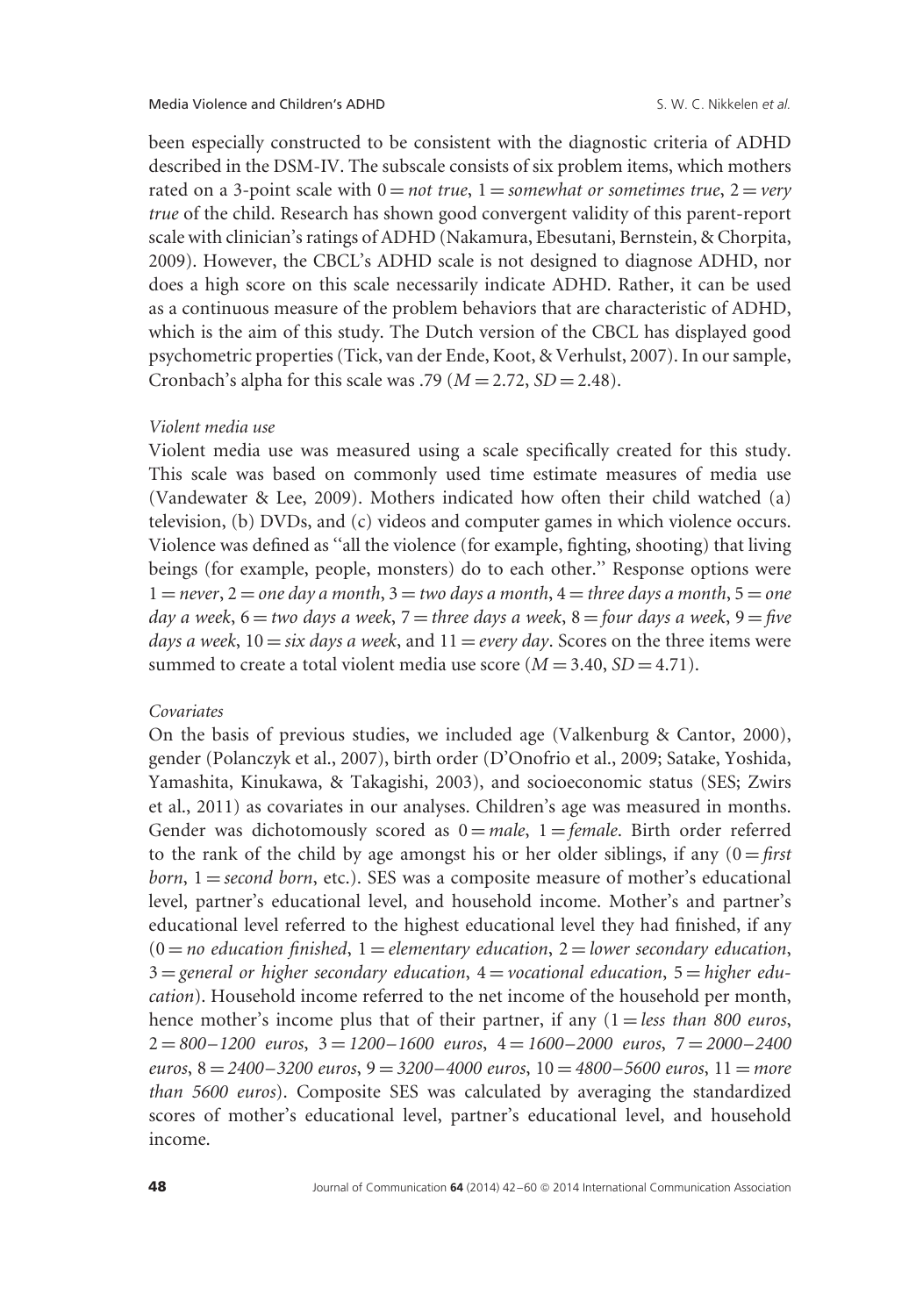been especially constructed to be consistent with the diagnostic criteria of ADHD described in the DSM-IV. The subscale consists of six problem items, which mothers rated on a 3-point scale with 0 = *not true*, 1 = *somewhat or sometimes true*, 2 = *very true* of the child. Research has shown good convergent validity of this parent-report scale with clinician's ratings of ADHD (Nakamura, Ebesutani, Bernstein, & Chorpita, 2009). However, the CBCL's ADHD scale is not designed to diagnose ADHD, nor does a high score on this scale necessarily indicate ADHD. Rather, it can be used as a continuous measure of the problem behaviors that are characteristic of ADHD, which is the aim of this study. The Dutch version of the CBCL has displayed good psychometric properties (Tick, van der Ende, Koot, & Verhulst, 2007). In our sample, Cronbach's alpha for this scale was .79 ($M = 2.72$, $SD = 2.48$).

*Violent media use*

Violent media use was measured using a scale specifically created for this study. This scale was based on commonly used time estimate measures of media use (Vandewater & Lee, 2009). Mothers indicated how often their child watched (a) television, (b) DVDs, and (c) videos and computer games in which violence occurs. Violence was defined as "all the violence (for example, fighting, shooting) that living beings (for example, people, monsters) do to each other." Response options were 1 = *never*, 2 = *one day a month*, 3 = *two days a month*, 4 = *three days a month*, 5 = *one day a week*, 6 = *two days a week*, 7 = *three days a week*, 8 = *four days a week*, 9 = *five days a week*, 10 = *six days a week*, and 11 = *every day*. Scores on the three items were summed to create a total violent media use score ($M = 3.40$, $SD = 4.71$).

*Covariates*

On the basis of previous studies, we included age (Valkenburg & Cantor, 2000), gender (Polanczyk et al., 2007), birth order (D'Onofrio et al., 2009; Satake, Yoshida, Yamashita, Kinukawa, & Takagishi, 2003), and socioeconomic status (SES; Zwirs et al., 2011) as covariates in our analyses. Children's age was measured in months. Gender was dichotomously scored as 0 = *male*, 1 = *female*. Birth order referred to the rank of the child by age amongst his or her older siblings, if any (0 = *first born*, 1 = *second born*, etc.). SES was a composite measure of mother's educational level, partner's educational level, and household income. Mother's and partner's educational level referred to the highest educational level they had finished, if any (0 = *no education finished*, 1 = *elementary education*, 2 = *lower secondary education*, 3 = *general or higher secondary education*, 4 = *vocational education*, 5 = *higher education*). Household income referred to the net income of the household per month, hence mother's income plus that of their partner, if any (1 = *less than 800 euros*, 2 = *800–1200 euros*, 3 = *1200–1600 euros*, 4 = *1600–2000 euros*, 7 = *2000–2400 euros*, 8 = *2400–3200 euros*, 9 = *3200–4000 euros*, 10 = *4800–5600 euros*, 11 = *more than 5600 euros*). Composite SES was calculated by averaging the standardized scores of mother's educational level, partner's educational level, and household income.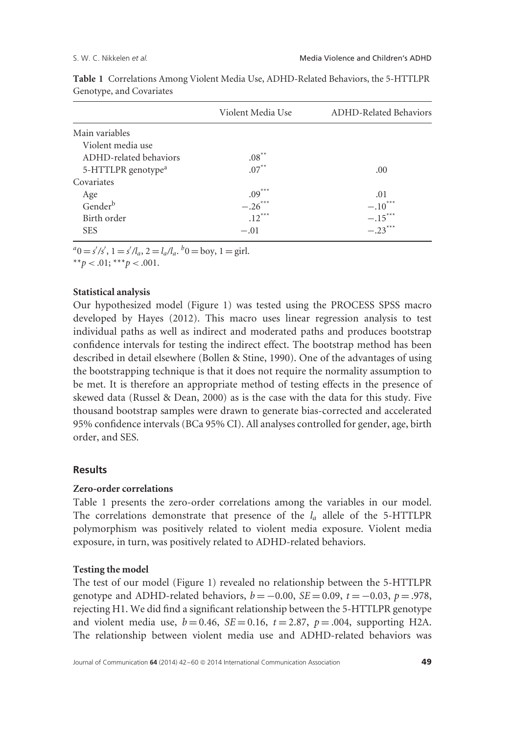**Table 1** Correlations Among Violent Media Use, ADHD-Related Behaviors, the 5-HTTLPR Genotype, and Covariates

| | Violent Media Use | ADHD-Related Behaviors |
|---|---|---|
| Main variables | | |
| Violent media use | | |
| ADHD-related behaviors | .08** | |
| 5-HTTLPR genotype[a] | .07** | .00 |
| Covariates | | |
| Age | .09*** | .01 |
| Gender[b] | −.26*** | −.10*** |
| Birth order | .12*** | −.15*** |
| SES | −.01 | −.23*** |

[a] $0 = s'/s'$, $1 = s'/l_a$, $2 = l_a/l_a$. [b] 0 = boy, 1 = girl.
**$p < .01$; ***$p < .001$.

### Statistical analysis

Our hypothesized model (Figure 1) was tested using the PROCESS SPSS macro developed by Hayes (2012). This macro uses linear regression analysis to test individual paths as well as indirect and moderated paths and produces bootstrap confidence intervals for testing the indirect effect. The bootstrap method has been described in detail elsewhere (Bollen & Stine, 1990). One of the advantages of using the bootstrapping technique is that it does not require the normality assumption to be met. It is therefore an appropriate method of testing effects in the presence of skewed data (Russel & Dean, 2000) as is the case with the data for this study. Five thousand bootstrap samples were drawn to generate bias-corrected and accelerated 95% confidence intervals (BCa 95% CI). All analyses controlled for gender, age, birth order, and SES.

## Results

### Zero-order correlations

Table 1 presents the zero-order correlations among the variables in our model. The correlations demonstrate that presence of the $l_a$ allele of the 5-HTTLPR polymorphism was positively related to violent media exposure. Violent media exposure, in turn, was positively related to ADHD-related behaviors.

### Testing the model

The test of our model (Figure 1) revealed no relationship between the 5-HTTLPR genotype and ADHD-related behaviors, $b = -0.00$, $SE = 0.09$, $t = -0.03$, $p = .978$, rejecting H1. We did find a significant relationship between the 5-HTTLPR genotype and violent media use, $b = 0.46$, $SE = 0.16$, $t = 2.87$, $p = .004$, supporting H2A. The relationship between violent media use and ADHD-related behaviors was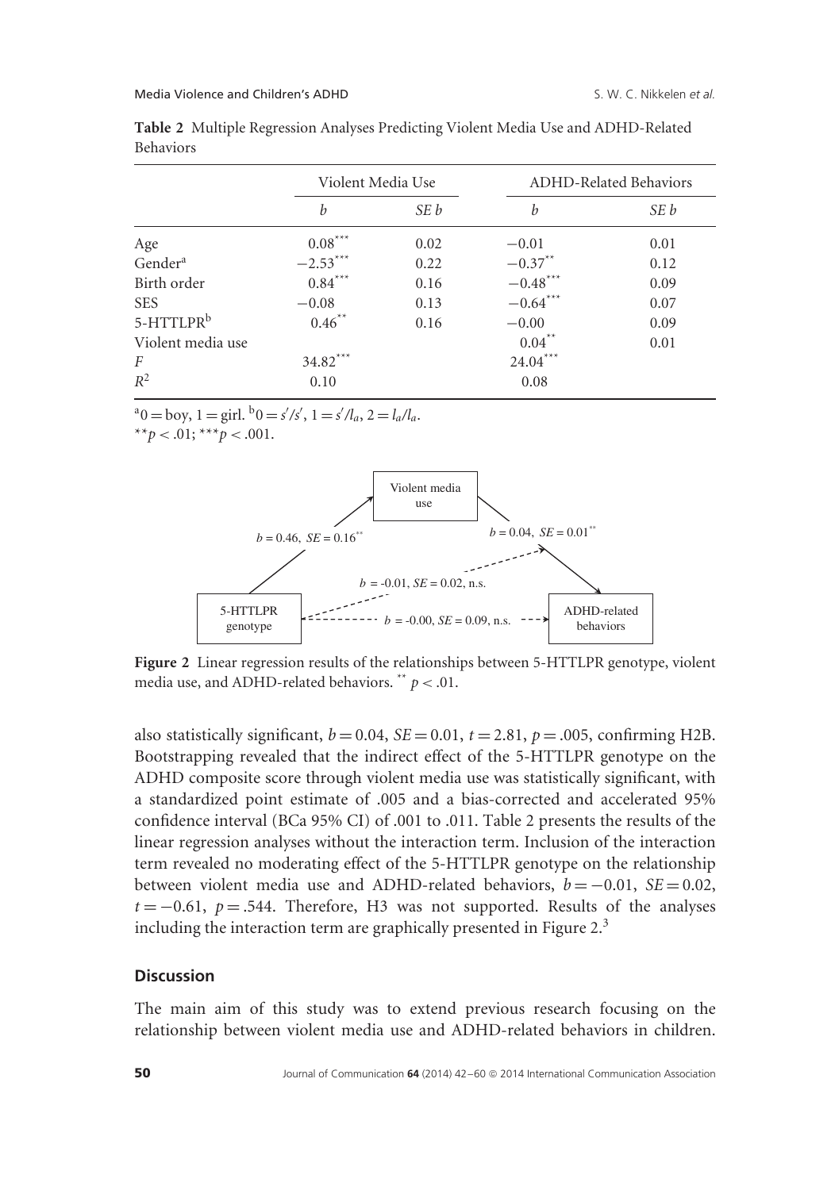**Table 2** Multiple Regression Analyses Predicting Violent Media Use and ADHD-Related Behaviors

| | Violent Media Use | | ADHD-Related Behaviors | |
|---|---|---|---|---|
| | *b* | *SE b* | *b* | *SE b* |
| Age | 0.08*** | 0.02 | −0.01 | 0.01 |
| Gender[a] | −2.53*** | 0.22 | −0.37** | 0.12 |
| Birth order | 0.84*** | 0.16 | −0.48*** | 0.09 |
| SES | −0.08 | 0.13 | −0.64*** | 0.07 |
| 5-HTTLPR[b] | 0.46** | 0.16 | −0.00 | 0.09 |
| Violent media use | | | 0.04** | 0.01 |
| *F* | 34.82*** | | 24.04*** | |
| $R^2$ | 0.10 | | 0.08 | |

[a]0 = boy, 1 = girl. [b]0 = $s'/s'$, 1 = $s'/l_a$, 2 = $l_a/l_a$.
$^{**}p < .01$; $^{***}p < .001$.

**Figure 2** Linear regression results of the relationships between 5-HTTLPR genotype, violent media use, and ADHD-related behaviors. $^{**}$ $p < .01$.

also statistically significant, $b = 0.04$, $SE = 0.01$, $t = 2.81$, $p = .005$, confirming H2B. Bootstrapping revealed that the indirect effect of the 5-HTTLPR genotype on the ADHD composite score through violent media use was statistically significant, with a standardized point estimate of .005 and a bias-corrected and accelerated 95% confidence interval (BCa 95% CI) of .001 to .011. Table 2 presents the results of the linear regression analyses without the interaction term. Inclusion of the interaction term revealed no moderating effect of the 5-HTTLPR genotype on the relationship between violent media use and ADHD-related behaviors, $b = -0.01$, $SE = 0.02$, $t = -0.61$, $p = .544$. Therefore, H3 was not supported. Results of the analyses including the interaction term are graphically presented in Figure 2.[3]

## Discussion

The main aim of this study was to extend previous research focusing on the relationship between violent media use and ADHD-related behaviors in children.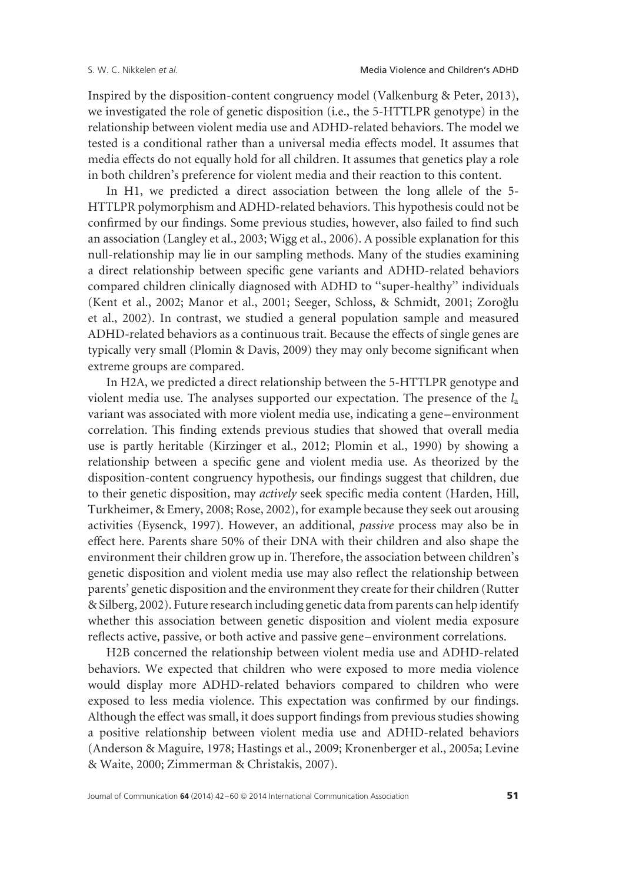Inspired by the disposition-content congruency model (Valkenburg & Peter, 2013), we investigated the role of genetic disposition (i.e., the 5-HTTLPR genotype) in the relationship between violent media use and ADHD-related behaviors. The model we tested is a conditional rather than a universal media effects model. It assumes that media effects do not equally hold for all children. It assumes that genetics play a role in both children's preference for violent media and their reaction to this content.

In H1, we predicted a direct association between the long allele of the 5-HTTLPR polymorphism and ADHD-related behaviors. This hypothesis could not be confirmed by our findings. Some previous studies, however, also failed to find such an association (Langley et al., 2003; Wigg et al., 2006). A possible explanation for this null-relationship may lie in our sampling methods. Many of the studies examining a direct relationship between specific gene variants and ADHD-related behaviors compared children clinically diagnosed with ADHD to "super-healthy" individuals (Kent et al., 2002; Manor et al., 2001; Seeger, Schloss, & Schmidt, 2001; Zoroğlu et al., 2002). In contrast, we studied a general population sample and measured ADHD-related behaviors as a continuous trait. Because the effects of single genes are typically very small (Plomin & Davis, 2009) they may only become significant when extreme groups are compared.

In H2A, we predicted a direct relationship between the 5-HTTLPR genotype and violent media use. The analyses supported our expectation. The presence of the $l_a$ variant was associated with more violent media use, indicating a gene–environment correlation. This finding extends previous studies that showed that overall media use is partly heritable (Kirzinger et al., 2012; Plomin et al., 1990) by showing a relationship between a specific gene and violent media use. As theorized by the disposition-content congruency hypothesis, our findings suggest that children, due to their genetic disposition, may *actively* seek specific media content (Harden, Hill, Turkheimer, & Emery, 2008; Rose, 2002), for example because they seek out arousing activities (Eysenck, 1997). However, an additional, *passive* process may also be in effect here. Parents share 50% of their DNA with their children and also shape the environment their children grow up in. Therefore, the association between children's genetic disposition and violent media use may also reflect the relationship between parents' genetic disposition and the environment they create for their children (Rutter & Silberg, 2002). Future research including genetic data from parents can help identify whether this association between genetic disposition and violent media exposure reflects active, passive, or both active and passive gene–environment correlations.

H2B concerned the relationship between violent media use and ADHD-related behaviors. We expected that children who were exposed to more media violence would display more ADHD-related behaviors compared to children who were exposed to less media violence. This expectation was confirmed by our findings. Although the effect was small, it does support findings from previous studies showing a positive relationship between violent media use and ADHD-related behaviors (Anderson & Maguire, 1978; Hastings et al., 2009; Kronenberger et al., 2005a; Levine & Waite, 2000; Zimmerman & Christakis, 2007).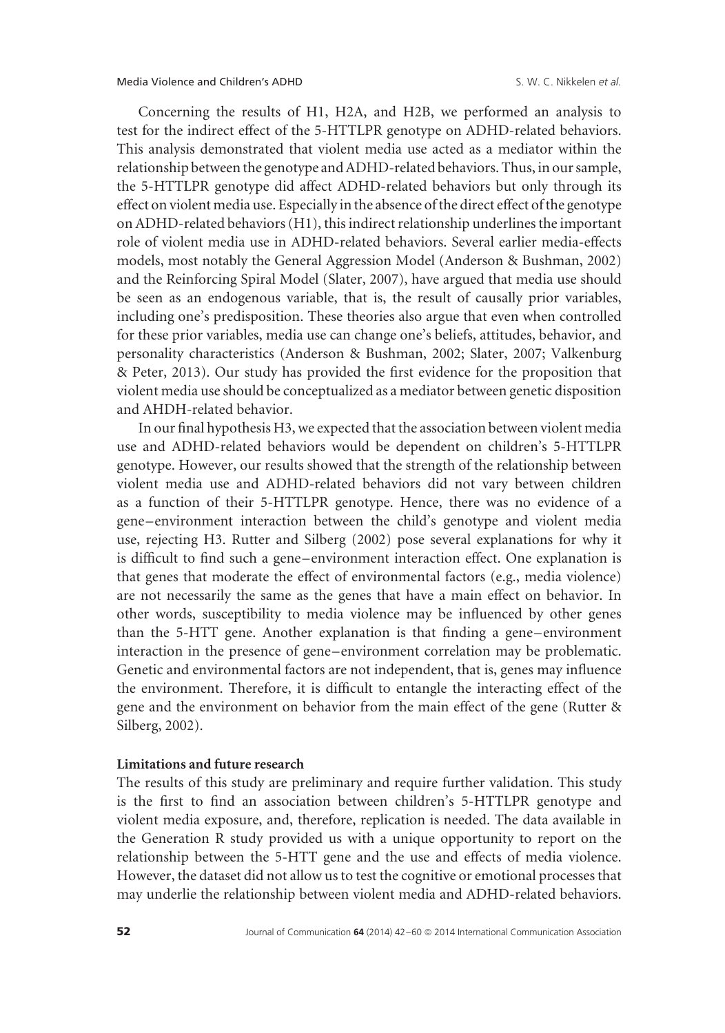Concerning the results of H1, H2A, and H2B, we performed an analysis to test for the indirect effect of the 5-HTTLPR genotype on ADHD-related behaviors. This analysis demonstrated that violent media use acted as a mediator within the relationship between the genotype and ADHD-related behaviors. Thus, in our sample, the 5-HTTLPR genotype did affect ADHD-related behaviors but only through its effect on violent media use. Especially in the absence of the direct effect of the genotype on ADHD-related behaviors (H1), this indirect relationship underlines the important role of violent media use in ADHD-related behaviors. Several earlier media-effects models, most notably the General Aggression Model (Anderson & Bushman, 2002) and the Reinforcing Spiral Model (Slater, 2007), have argued that media use should be seen as an endogenous variable, that is, the result of causally prior variables, including one's predisposition. These theories also argue that even when controlled for these prior variables, media use can change one's beliefs, attitudes, behavior, and personality characteristics (Anderson & Bushman, 2002; Slater, 2007; Valkenburg & Peter, 2013). Our study has provided the first evidence for the proposition that violent media use should be conceptualized as a mediator between genetic disposition and AHDH-related behavior.

In our final hypothesis H3, we expected that the association between violent media use and ADHD-related behaviors would be dependent on children's 5-HTTLPR genotype. However, our results showed that the strength of the relationship between violent media use and ADHD-related behaviors did not vary between children as a function of their 5-HTTLPR genotype. Hence, there was no evidence of a gene–environment interaction between the child's genotype and violent media use, rejecting H3. Rutter and Silberg (2002) pose several explanations for why it is difficult to find such a gene–environment interaction effect. One explanation is that genes that moderate the effect of environmental factors (e.g., media violence) are not necessarily the same as the genes that have a main effect on behavior. In other words, susceptibility to media violence may be influenced by other genes than the 5-HTT gene. Another explanation is that finding a gene–environment interaction in the presence of gene–environment correlation may be problematic. Genetic and environmental factors are not independent, that is, genes may influence the environment. Therefore, it is difficult to entangle the interacting effect of the gene and the environment on behavior from the main effect of the gene (Rutter & Silberg, 2002).

### Limitations and future research

The results of this study are preliminary and require further validation. This study is the first to find an association between children's 5-HTTLPR genotype and violent media exposure, and, therefore, replication is needed. The data available in the Generation R study provided us with a unique opportunity to report on the relationship between the 5-HTT gene and the use and effects of media violence. However, the dataset did not allow us to test the cognitive or emotional processes that may underlie the relationship between violent media and ADHD-related behaviors.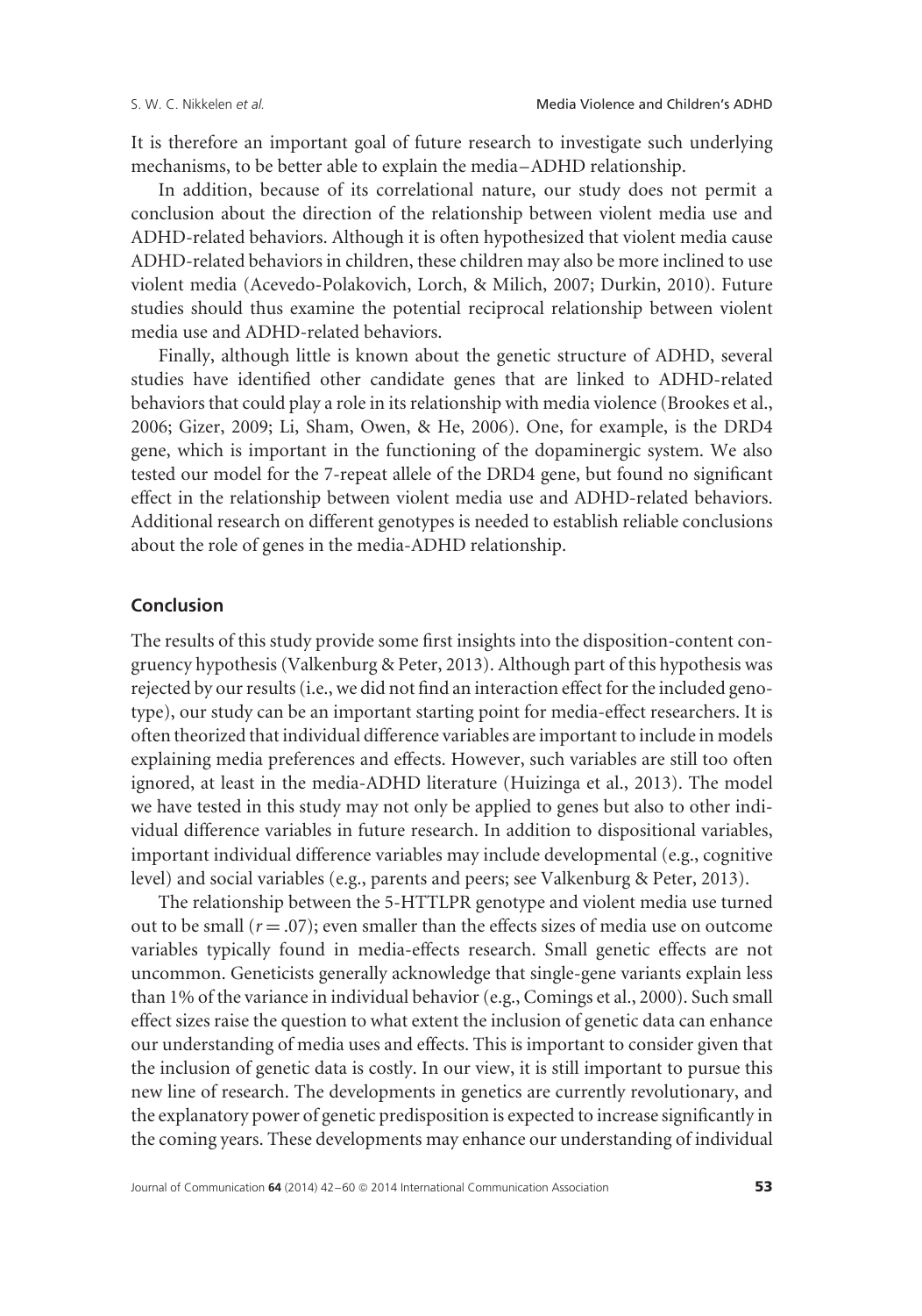It is therefore an important goal of future research to investigate such underlying mechanisms, to be better able to explain the media–ADHD relationship.

In addition, because of its correlational nature, our study does not permit a conclusion about the direction of the relationship between violent media use and ADHD-related behaviors. Although it is often hypothesized that violent media cause ADHD-related behaviors in children, these children may also be more inclined to use violent media (Acevedo-Polakovich, Lorch, & Milich, 2007; Durkin, 2010). Future studies should thus examine the potential reciprocal relationship between violent media use and ADHD-related behaviors.

Finally, although little is known about the genetic structure of ADHD, several studies have identified other candidate genes that are linked to ADHD-related behaviors that could play a role in its relationship with media violence (Brookes et al., 2006; Gizer, 2009; Li, Sham, Owen, & He, 2006). One, for example, is the DRD4 gene, which is important in the functioning of the dopaminergic system. We also tested our model for the 7-repeat allele of the DRD4 gene, but found no significant effect in the relationship between violent media use and ADHD-related behaviors. Additional research on different genotypes is needed to establish reliable conclusions about the role of genes in the media-ADHD relationship.

## Conclusion

The results of this study provide some first insights into the disposition-content congruency hypothesis (Valkenburg & Peter, 2013). Although part of this hypothesis was rejected by our results (i.e., we did not find an interaction effect for the included genotype), our study can be an important starting point for media-effect researchers. It is often theorized that individual difference variables are important to include in models explaining media preferences and effects. However, such variables are still too often ignored, at least in the media-ADHD literature (Huizinga et al., 2013). The model we have tested in this study may not only be applied to genes but also to other individual difference variables in future research. In addition to dispositional variables, important individual difference variables may include developmental (e.g., cognitive level) and social variables (e.g., parents and peers; see Valkenburg & Peter, 2013).

The relationship between the 5-HTTLPR genotype and violent media use turned out to be small ($r = .07$); even smaller than the effects sizes of media use on outcome variables typically found in media-effects research. Small genetic effects are not uncommon. Geneticists generally acknowledge that single-gene variants explain less than 1% of the variance in individual behavior (e.g., Comings et al., 2000). Such small effect sizes raise the question to what extent the inclusion of genetic data can enhance our understanding of media uses and effects. This is important to consider given that the inclusion of genetic data is costly. In our view, it is still important to pursue this new line of research. The developments in genetics are currently revolutionary, and the explanatory power of genetic predisposition is expected to increase significantly in the coming years. These developments may enhance our understanding of individual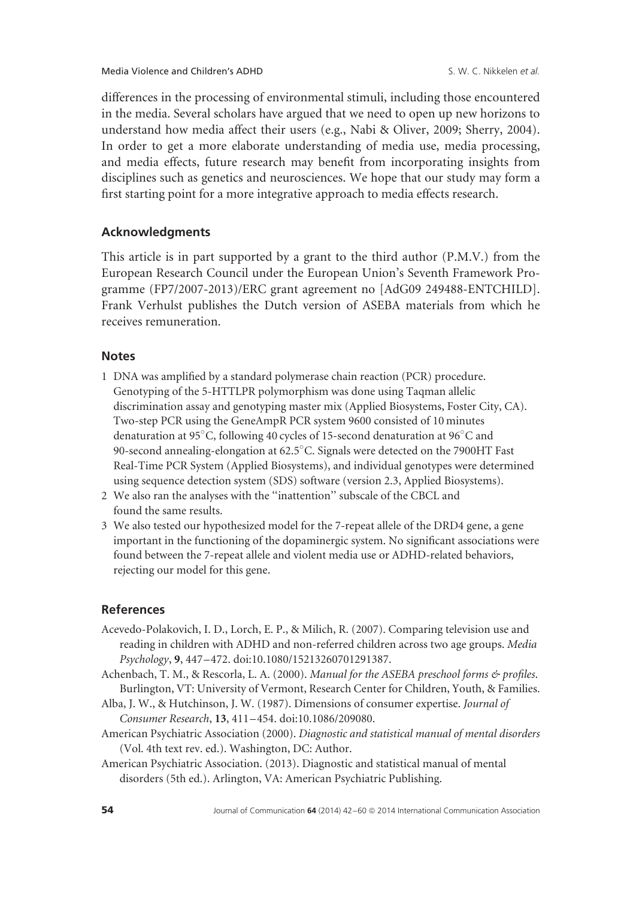differences in the processing of environmental stimuli, including those encountered in the media. Several scholars have argued that we need to open up new horizons to understand how media affect their users (e.g., Nabi & Oliver, 2009; Sherry, 2004). In order to get a more elaborate understanding of media use, media processing, and media effects, future research may benefit from incorporating insights from disciplines such as genetics and neurosciences. We hope that our study may form a first starting point for a more integrative approach to media effects research.

## Acknowledgments

This article is in part supported by a grant to the third author (P.M.V.) from the European Research Council under the European Union's Seventh Framework Programme (FP7/2007-2013)/ERC grant agreement no [AdG09 249488-ENTCHILD]. Frank Verhulst publishes the Dutch version of ASEBA materials from which he receives remuneration.

## Notes

1. DNA was amplified by a standard polymerase chain reaction (PCR) procedure. Genotyping of the 5-HTTLPR polymorphism was done using Taqman allelic discrimination assay and genotyping master mix (Applied Biosystems, Foster City, CA). Two-step PCR using the GeneAmpR PCR system 9600 consisted of 10 minutes denaturation at 95°C, following 40 cycles of 15-second denaturation at 96°C and 90-second annealing-elongation at 62.5°C. Signals were detected on the 7900HT Fast Real-Time PCR System (Applied Biosystems), and individual genotypes were determined using sequence detection system (SDS) software (version 2.3, Applied Biosystems).
2. We also ran the analyses with the "inattention" subscale of the CBCL and found the same results.
3. We also tested our hypothesized model for the 7-repeat allele of the DRD4 gene, a gene important in the functioning of the dopaminergic system. No significant associations were found between the 7-repeat allele and violent media use or ADHD-related behaviors, rejecting our model for this gene.

## References

Acevedo-Polakovich, I. D., Lorch, E. P., & Milich, R. (2007). Comparing television use and reading in children with ADHD and non-referred children across two age groups. *Media Psychology*, **9**, 447–472. doi:10.1080/15213260701291387.

Achenbach, T. M., & Rescorla, L. A. (2000). *Manual for the ASEBA preschool forms & profiles*. Burlington, VT: University of Vermont, Research Center for Children, Youth, & Families.

Alba, J. W., & Hutchinson, J. W. (1987). Dimensions of consumer expertise. *Journal of Consumer Research*, **13**, 411–454. doi:10.1086/209080.

American Psychiatric Association (2000). *Diagnostic and statistical manual of mental disorders* (Vol. 4th text rev. ed.). Washington, DC: Author.

American Psychiatric Association. (2013). Diagnostic and statistical manual of mental disorders (5th ed.). Arlington, VA: American Psychiatric Publishing.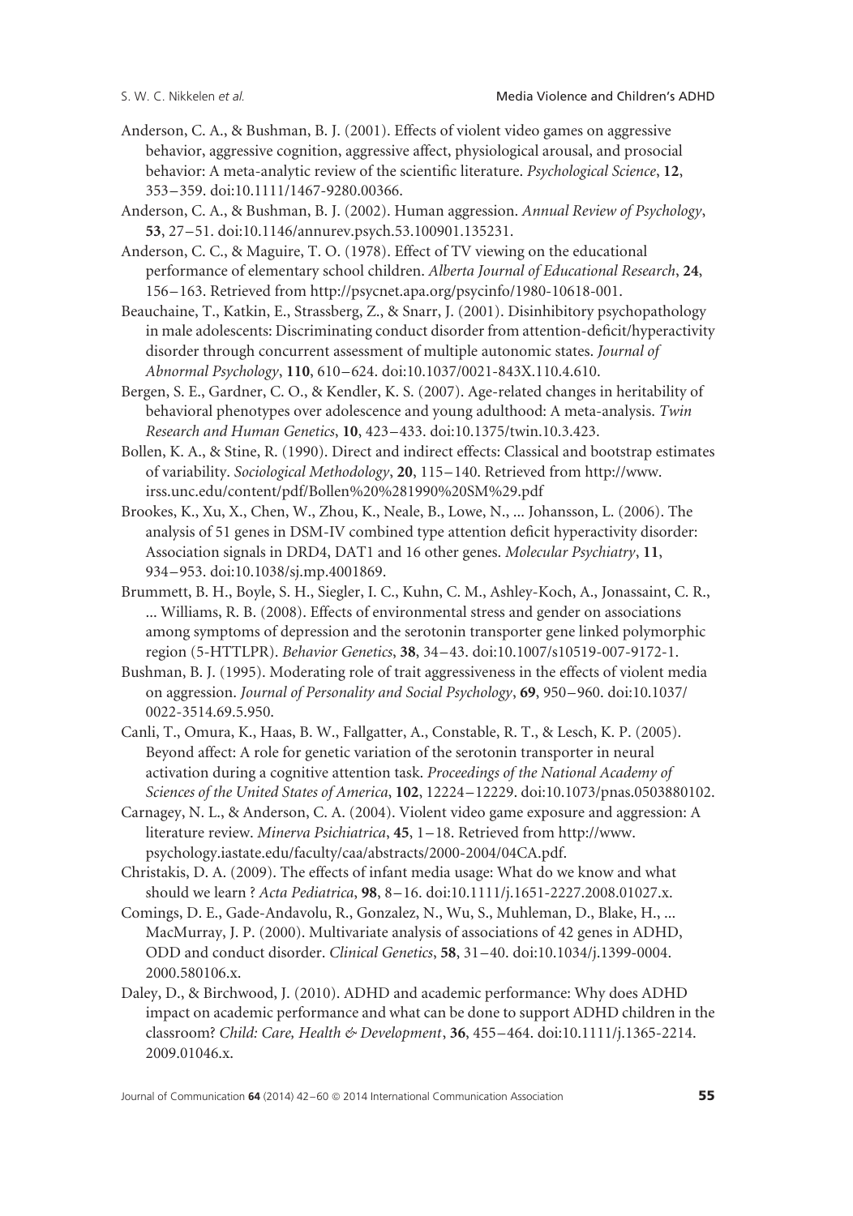Anderson, C. A., & Bushman, B. J. (2001). Effects of violent video games on aggressive behavior, aggressive cognition, aggressive affect, physiological arousal, and prosocial behavior: A meta-analytic review of the scientific literature. *Psychological Science*, **12**, 353–359. doi:10.1111/1467-9280.00366.

Anderson, C. A., & Bushman, B. J. (2002). Human aggression. *Annual Review of Psychology*, **53**, 27–51. doi:10.1146/annurev.psych.53.100901.135231.

Anderson, C. C., & Maguire, T. O. (1978). Effect of TV viewing on the educational performance of elementary school children. *Alberta Journal of Educational Research*, **24**, 156–163. Retrieved from http://psycnet.apa.org/psycinfo/1980-10618-001.

Beauchaine, T., Katkin, E., Strassberg, Z., & Snarr, J. (2001). Disinhibitory psychopathology in male adolescents: Discriminating conduct disorder from attention-deficit/hyperactivity disorder through concurrent assessment of multiple autonomic states. *Journal of Abnormal Psychology*, **110**, 610–624. doi:10.1037/0021-843X.110.4.610.

Bergen, S. E., Gardner, C. O., & Kendler, K. S. (2007). Age-related changes in heritability of behavioral phenotypes over adolescence and young adulthood: A meta-analysis. *Twin Research and Human Genetics*, **10**, 423–433. doi:10.1375/twin.10.3.423.

Bollen, K. A., & Stine, R. (1990). Direct and indirect effects: Classical and bootstrap estimates of variability. *Sociological Methodology*, **20**, 115–140. Retrieved from http://www.irss.unc.edu/content/pdf/Bollen%20%281990%20SM%29.pdf

Brookes, K., Xu, X., Chen, W., Zhou, K., Neale, B., Lowe, N., ... Johansson, L. (2006). The analysis of 51 genes in DSM-IV combined type attention deficit hyperactivity disorder: Association signals in DRD4, DAT1 and 16 other genes. *Molecular Psychiatry*, **11**, 934–953. doi:10.1038/sj.mp.4001869.

Brummett, B. H., Boyle, S. H., Siegler, I. C., Kuhn, C. M., Ashley-Koch, A., Jonassaint, C. R., ... Williams, R. B. (2008). Effects of environmental stress and gender on associations among symptoms of depression and the serotonin transporter gene linked polymorphic region (5-HTTLPR). *Behavior Genetics*, **38**, 34–43. doi:10.1007/s10519-007-9172-1.

Bushman, B. J. (1995). Moderating role of trait aggressiveness in the effects of violent media on aggression. *Journal of Personality and Social Psychology*, **69**, 950–960. doi:10.1037/0022-3514.69.5.950.

Canli, T., Omura, K., Haas, B. W., Fallgatter, A., Constable, R. T., & Lesch, K. P. (2005). Beyond affect: A role for genetic variation of the serotonin transporter in neural activation during a cognitive attention task. *Proceedings of the National Academy of Sciences of the United States of America*, **102**, 12224–12229. doi:10.1073/pnas.0503880102.

Carnagey, N. L., & Anderson, C. A. (2004). Violent video game exposure and aggression: A literature review. *Minerva Psichiatrica*, **45**, 1–18. Retrieved from http://www.psychology.iastate.edu/faculty/caa/abstracts/2000-2004/04CA.pdf.

Christakis, D. A. (2009). The effects of infant media usage: What do we know and what should we learn ? *Acta Pediatrica*, **98**, 8–16. doi:10.1111/j.1651-2227.2008.01027.x.

Comings, D. E., Gade-Andavolu, R., Gonzalez, N., Wu, S., Muhleman, D., Blake, H., ... MacMurray, J. P. (2000). Multivariate analysis of associations of 42 genes in ADHD, ODD and conduct disorder. *Clinical Genetics*, **58**, 31–40. doi:10.1034/j.1399-0004.2000.580106.x.

Daley, D., & Birchwood, J. (2010). ADHD and academic performance: Why does ADHD impact on academic performance and what can be done to support ADHD children in the classroom? *Child: Care, Health & Development*, **36**, 455–464. doi:10.1111/j.1365-2214.2009.01046.x.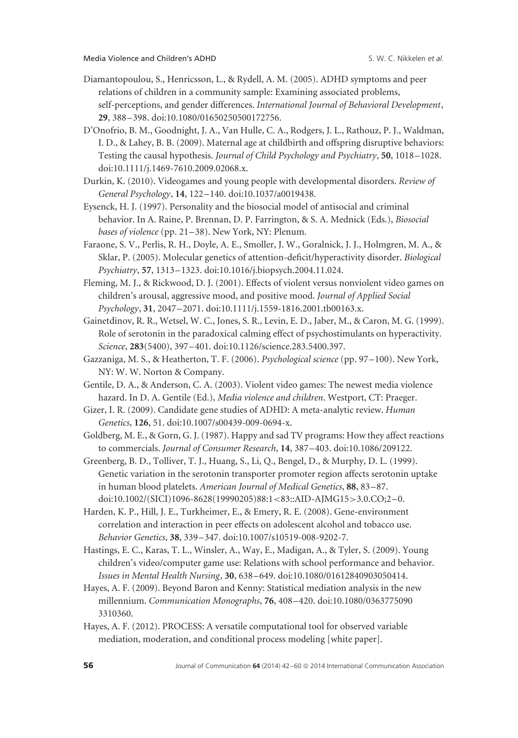Diamantopoulou, S., Henricsson, L., & Rydell, A. M. (2005). ADHD symptoms and peer relations of children in a community sample: Examining associated problems, self-perceptions, and gender differences. *International Journal of Behavioral Development*, **29**, 388–398. doi:10.1080/01650250500172756.

D'Onofrio, B. M., Goodnight, J. A., Van Hulle, C. A., Rodgers, J. L., Rathouz, P. J., Waldman, I. D., & Lahey, B. B. (2009). Maternal age at childbirth and offspring disruptive behaviors: Testing the causal hypothesis. *Journal of Child Psychology and Psychiatry*, **50**, 1018–1028. doi:10.1111/j.1469-7610.2009.02068.x.

Durkin, K. (2010). Videogames and young people with developmental disorders. *Review of General Psychology*, **14**, 122–140. doi:10.1037/a0019438.

Eysenck, H. J. (1997). Personality and the biosocial model of antisocial and criminal behavior. In A. Raine, P. Brennan, D. P. Farrington, & S. A. Mednick (Eds.), *Biosocial bases of violence* (pp. 21–38). New York, NY: Plenum.

Faraone, S. V., Perlis, R. H., Doyle, A. E., Smoller, J. W., Goralnick, J. J., Holmgren, M. A., & Sklar, P. (2005). Molecular genetics of attention-deficit/hyperactivity disorder. *Biological Psychiatry*, **57**, 1313–1323. doi:10.1016/j.biopsych.2004.11.024.

Fleming, M. J., & Rickwood, D. J. (2001). Effects of violent versus nonviolent video games on children's arousal, aggressive mood, and positive mood. *Journal of Applied Social Psychology*, **31**, 2047–2071. doi:10.1111/j.1559-1816.2001.tb00163.x.

Gainetdinov, R. R., Wetsel, W. C., Jones, S. R., Levin, E. D., Jaber, M., & Caron, M. G. (1999). Role of serotonin in the paradoxical calming effect of psychostimulants on hyperactivity. *Science*, **283**(5400), 397–401. doi:10.1126/science.283.5400.397.

Gazzaniga, M. S., & Heatherton, T. F. (2006). *Psychological science* (pp. 97–100). New York, NY: W. W. Norton & Company.

Gentile, D. A., & Anderson, C. A. (2003). Violent video games: The newest media violence hazard. In D. A. Gentile (Ed.), *Media violence and children*. Westport, CT: Praeger.

Gizer, I. R. (2009). Candidate gene studies of ADHD: A meta-analytic review. *Human Genetics*, **126**, 51. doi:10.1007/s00439-009-0694-x.

Goldberg, M. E., & Gorn, G. J. (1987). Happy and sad TV programs: How they affect reactions to commercials. *Journal of Consumer Research*, **14**, 387–403. doi:10.1086/209122.

Greenberg, B. D., Tolliver, T. J., Huang, S., Li, Q., Bengel, D., & Murphy, D. L. (1999). Genetic variation in the serotonin transporter promoter region affects serotonin uptake in human blood platelets. *American Journal of Medical Genetics*, **88**, 83–87. doi:10.1002/(SICI)1096-8628(19990205)88:1<83::AID-AJMG15>3.0.CO;2–0.

Harden, K. P., Hill, J. E., Turkheimer, E., & Emery, R. E. (2008). Gene-environment correlation and interaction in peer effects on adolescent alcohol and tobacco use. *Behavior Genetics*, **38**, 339–347. doi:10.1007/s10519-008-9202-7.

Hastings, E. C., Karas, T. L., Winsler, A., Way, E., Madigan, A., & Tyler, S. (2009). Young children's video/computer game use: Relations with school performance and behavior. *Issues in Mental Health Nursing*, **30**, 638–649. doi:10.1080/01612840903050414.

Hayes, A. F. (2009). Beyond Baron and Kenny: Statistical mediation analysis in the new millennium. *Communication Monographs*, **76**, 408–420. doi:10.1080/03637750903310360.

Hayes, A. F. (2012). PROCESS: A versatile computational tool for observed variable mediation, moderation, and conditional process modeling [white paper].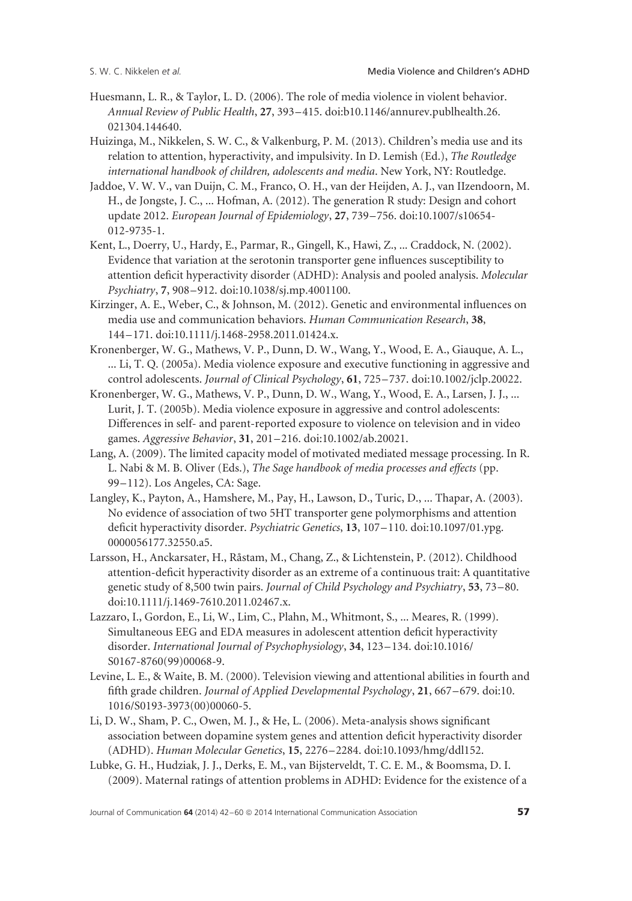Huesmann, L. R., & Taylor, L. D. (2006). The role of media violence in violent behavior. *Annual Review of Public Health*, **27**, 393–415. doi:b10.1146/annurev.publhealth.26.021304.144640.

Huizinga, M., Nikkelen, S. W. C., & Valkenburg, P. M. (2013). Children's media use and its relation to attention, hyperactivity, and impulsivity. In D. Lemish (Ed.), *The Routledge international handbook of children, adolescents and media*. New York, NY: Routledge.

Jaddoe, V. W. V., van Duijn, C. M., Franco, O. H., van der Heijden, A. J., van IIzendoorn, M. H., de Jongste, J. C., ... Hofman, A. (2012). The generation R study: Design and cohort update 2012. *European Journal of Epidemiology*, **27**, 739–756. doi:10.1007/s10654-012-9735-1.

Kent, L., Doerry, U., Hardy, E., Parmar, R., Gingell, K., Hawi, Z., ... Craddock, N. (2002). Evidence that variation at the serotonin transporter gene influences susceptibility to attention deficit hyperactivity disorder (ADHD): Analysis and pooled analysis. *Molecular Psychiatry*, **7**, 908–912. doi:10.1038/sj.mp.4001100.

Kirzinger, A. E., Weber, C., & Johnson, M. (2012). Genetic and environmental influences on media use and communication behaviors. *Human Communication Research*, **38**, 144–171. doi:10.1111/j.1468-2958.2011.01424.x.

Kronenberger, W. G., Mathews, V. P., Dunn, D. W., Wang, Y., Wood, E. A., Giauque, A. L., ... Li, T. Q. (2005a). Media violence exposure and executive functioning in aggressive and control adolescents. *Journal of Clinical Psychology*, **61**, 725–737. doi:10.1002/jclp.20022.

Kronenberger, W. G., Mathews, V. P., Dunn, D. W., Wang, Y., Wood, E. A., Larsen, J. J., ... Lurit, J. T. (2005b). Media violence exposure in aggressive and control adolescents: Differences in self- and parent-reported exposure to violence on television and in video games. *Aggressive Behavior*, **31**, 201–216. doi:10.1002/ab.20021.

Lang, A. (2009). The limited capacity model of motivated mediated message processing. In R. L. Nabi & M. B. Oliver (Eds.), *The Sage handbook of media processes and effects* (pp. 99–112). Los Angeles, CA: Sage.

Langley, K., Payton, A., Hamshere, M., Pay, H., Lawson, D., Turic, D., ... Thapar, A. (2003). No evidence of association of two 5HT transporter gene polymorphisms and attention deficit hyperactivity disorder. *Psychiatric Genetics*, **13**, 107–110. doi:10.1097/01.ypg.0000056177.32550.a5.

Larsson, H., Anckarsater, H., Råstam, M., Chang, Z., & Lichtenstein, P. (2012). Childhood attention-deficit hyperactivity disorder as an extreme of a continuous trait: A quantitative genetic study of 8,500 twin pairs. *Journal of Child Psychology and Psychiatry*, **53**, 73–80. doi:10.1111/j.1469-7610.2011.02467.x.

Lazzaro, I., Gordon, E., Li, W., Lim, C., Plahn, M., Whitmont, S., ... Meares, R. (1999). Simultaneous EEG and EDA measures in adolescent attention deficit hyperactivity disorder. *International Journal of Psychophysiology*, **34**, 123–134. doi:10.1016/S0167-8760(99)00068-9.

Levine, L. E., & Waite, B. M. (2000). Television viewing and attentional abilities in fourth and fifth grade children. *Journal of Applied Developmental Psychology*, **21**, 667–679. doi:10.1016/S0193-3973(00)00060-5.

Li, D. W., Sham, P. C., Owen, M. J., & He, L. (2006). Meta-analysis shows significant association between dopamine system genes and attention deficit hyperactivity disorder (ADHD). *Human Molecular Genetics*, **15**, 2276–2284. doi:10.1093/hmg/ddl152.

Lubke, G. H., Hudziak, J. J., Derks, E. M., van Bijsterveldt, T. C. E. M., & Boomsma, D. I. (2009). Maternal ratings of attention problems in ADHD: Evidence for the existence of a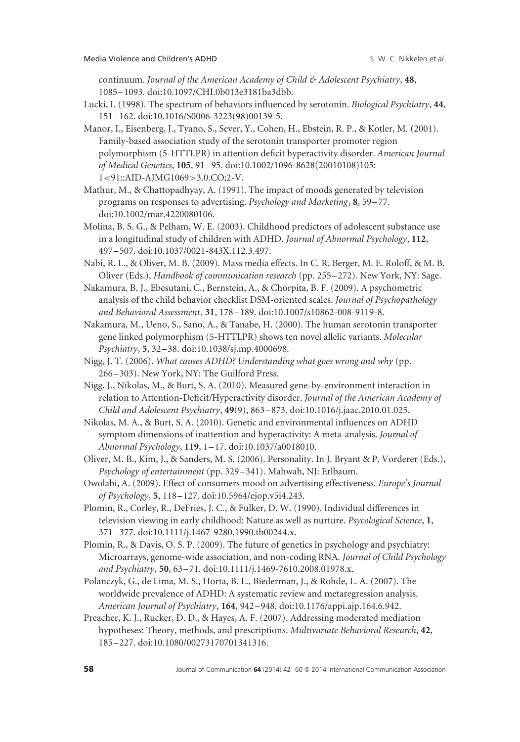continuum. *Journal of the American Academy of Child & Adolescent Psychiatry*, **48**, 1085–1093. doi:10.1097/CHI.0b013e3181ba3dbb.

Lucki, I. (1998). The spectrum of behaviors influenced by serotonin. *Biological Psychiatry*, **44**, 151–162. doi:10.1016/S0006-3223(98)00139-5.

Manor, I., Eisenberg, J., Tyano, S., Sever, Y., Cohen, H., Ebstein, R. P., & Kotler, M. (2001). Family-based association study of the serotonin transporter promoter region polymorphism (5-HTTLPR) in attention deficit hyperactivity disorder. *American Journal of Medical Genetics*, **105**, 91–95. doi:10.1002/1096-8628(20010108)105:1<91::AID-AJMG1069>3.0.CO;2-V.

Mathur, M., & Chattopadhyay, A. (1991). The impact of moods generated by television programs on responses to advertising. *Psychology and Marketing*, **8**, 59–77. doi:10.1002/mar.4220080106.

Molina, B. S. G., & Pelham, W. E. (2003). Childhood predictors of adolescent substance use in a longitudinal study of children with ADHD. *Journal of Abnormal Psychology*, **112**, 497–507. doi:10.1037/0021-843X.112.3.497.

Nabi, R. L., & Oliver, M. B. (2009). Mass media effects. In C. R. Berger, M. E. Roloff, & M. B. Oliver (Eds.), *Handbook of communication research* (pp. 255–272). New York, NY: Sage.

Nakamura, B. J., Ebesutani, C., Bernstein, A., & Chorpita, B. F. (2009). A psychometric analysis of the child behavior checklist DSM-oriented scales. *Journal of Psychopathology and Behavioral Assessment*, **31**, 178–189. doi:10.1007/s10862-008-9119-8.

Nakamura, M., Ueno, S., Sano, A., & Tanabe, H. (2000). The human serotonin transporter gene linked polymorphism (5-HTTLPR) shows ten novel allelic variants. *Molecular Psychiatry*, **5**, 32–38. doi:10.1038/sj.mp.4000698.

Nigg, J. T. (2006). *What causes ADHD? Understanding what goes wrong and why* (pp. 266–303). New York, NY: The Guilford Press.

Nigg, J., Nikolas, M., & Burt, S. A. (2010). Measured gene-by-environment interaction in relation to Attention-Deficit/Hyperactivity disorder. *Journal of the American Academy of Child and Adolescent Psychiatry*, **49**(9), 863–873. doi:10.1016/j.jaac.2010.01.025.

Nikolas, M. A., & Burt, S. A. (2010). Genetic and environmental influences on ADHD symptom dimensions of inattention and hyperactivity: A meta-analysis. *Journal of Abnormal Psychology*, **119**, 1–17. doi:10.1037/a0018010.

Oliver, M. B., Kim, J., & Sanders, M. S. (2006). Personality. In J. Bryant & P. Vorderer (Eds.), *Psychology of entertainment* (pp. 329–341). Mahwah, NJ: Erlbaum.

Owolabi, A. (2009). Effect of consumers mood on advertising effectiveness. *Europe's Journal of Psychology*, **5**, 118–127. doi:10.5964/ejop.v5i4.243.

Plomin, R., Corley, R., DeFries, J. C., & Fulker, D. W. (1990). Individual differences in television viewing in early childhood: Nature as well as nurture. *Psycological Science*, **1**, 371–377. doi:10.1111/j.1467-9280.1990.tb00244.x.

Plomin, R., & Davis, O. S. P. (2009). The future of genetics in psychology and psychiatry: Microarrays, genome-wide association, and non-coding RNA. *Journal of Child Psychology and Psychiatry*, **50**, 63–71. doi:10.1111/j.1469-7610.2008.01978.x.

Polanczyk, G., de Lima, M. S., Horta, B. L., Biederman, J., & Rohde, L. A. (2007). The worldwide prevalence of ADHD: A systematic review and metaregression analysis. *American Journal of Psychiatry*, **164**, 942–948. doi:10.1176/appi.ajp.164.6.942.

Preacher, K. J., Rucker, D. D., & Hayes, A. F. (2007). Addressing moderated mediation hypotheses: Theory, methods, and prescriptions. *Multivariate Behavioral Research*, **42**, 185–227. doi:10.1080/00273170701341316.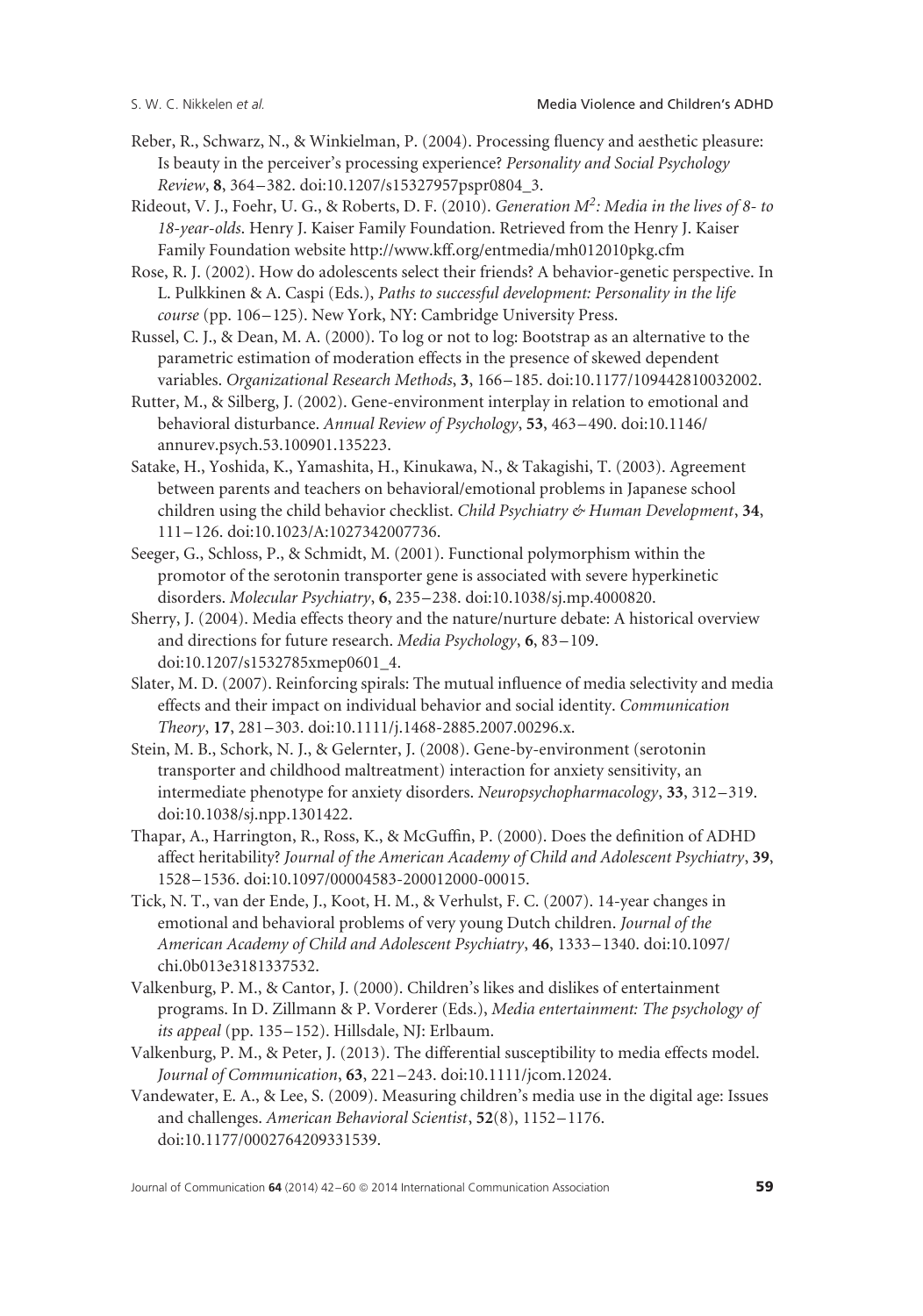Reber, R., Schwarz, N., & Winkielman, P. (2004). Processing fluency and aesthetic pleasure: Is beauty in the perceiver's processing experience? *Personality and Social Psychology Review*, **8**, 364–382. doi:10.1207/s15327957pspr0804_3.

Rideout, V. J., Foehr, U. G., & Roberts, D. F. (2010). *Generation $M^2$: Media in the lives of 8- to 18-year-olds*. Henry J. Kaiser Family Foundation. Retrieved from the Henry J. Kaiser Family Foundation website http://www.kff.org/entmedia/mh012010pkg.cfm

Rose, R. J. (2002). How do adolescents select their friends? A behavior-genetic perspective. In L. Pulkkinen & A. Caspi (Eds.), *Paths to successful development: Personality in the life course* (pp. 106–125). New York, NY: Cambridge University Press.

Russel, C. J., & Dean, M. A. (2000). To log or not to log: Bootstrap as an alternative to the parametric estimation of moderation effects in the presence of skewed dependent variables. *Organizational Research Methods*, **3**, 166–185. doi:10.1177/109442810032002.

Rutter, M., & Silberg, J. (2002). Gene-environment interplay in relation to emotional and behavioral disturbance. *Annual Review of Psychology*, **53**, 463–490. doi:10.1146/annurev.psych.53.100901.135223.

Satake, H., Yoshida, K., Yamashita, H., Kinukawa, N., & Takagishi, T. (2003). Agreement between parents and teachers on behavioral/emotional problems in Japanese school children using the child behavior checklist. *Child Psychiatry & Human Development*, **34**, 111–126. doi:10.1023/A:1027342007736.

Seeger, G., Schloss, P., & Schmidt, M. (2001). Functional polymorphism within the promotor of the serotonin transporter gene is associated with severe hyperkinetic disorders. *Molecular Psychiatry*, **6**, 235–238. doi:10.1038/sj.mp.4000820.

Sherry, J. (2004). Media effects theory and the nature/nurture debate: A historical overview and directions for future research. *Media Psychology*, **6**, 83–109. doi:10.1207/s1532785xmep0601_4.

Slater, M. D. (2007). Reinforcing spirals: The mutual influence of media selectivity and media effects and their impact on individual behavior and social identity. *Communication Theory*, **17**, 281–303. doi:10.1111/j.1468-2885.2007.00296.x.

Stein, M. B., Schork, N. J., & Gelernter, J. (2008). Gene-by-environment (serotonin transporter and childhood maltreatment) interaction for anxiety sensitivity, an intermediate phenotype for anxiety disorders. *Neuropsychopharmacology*, **33**, 312–319. doi:10.1038/sj.npp.1301422.

Thapar, A., Harrington, R., Ross, K., & McGuffin, P. (2000). Does the definition of ADHD affect heritability? *Journal of the American Academy of Child and Adolescent Psychiatry*, **39**, 1528–1536. doi:10.1097/00004583-200012000-00015.

Tick, N. T., van der Ende, J., Koot, H. M., & Verhulst, F. C. (2007). 14-year changes in emotional and behavioral problems of very young Dutch children. *Journal of the American Academy of Child and Adolescent Psychiatry*, **46**, 1333–1340. doi:10.1097/chi.0b013e3181337532.

Valkenburg, P. M., & Cantor, J. (2000). Children's likes and dislikes of entertainment programs. In D. Zillmann & P. Vorderer (Eds.), *Media entertainment: The psychology of its appeal* (pp. 135–152). Hillsdale, NJ: Erlbaum.

Valkenburg, P. M., & Peter, J. (2013). The differential susceptibility to media effects model. *Journal of Communication*, **63**, 221–243. doi:10.1111/jcom.12024.

Vandewater, E. A., & Lee, S. (2009). Measuring children's media use in the digital age: Issues and challenges. *American Behavioral Scientist*, **52**(8), 1152–1176. doi:10.1177/0002764209331539.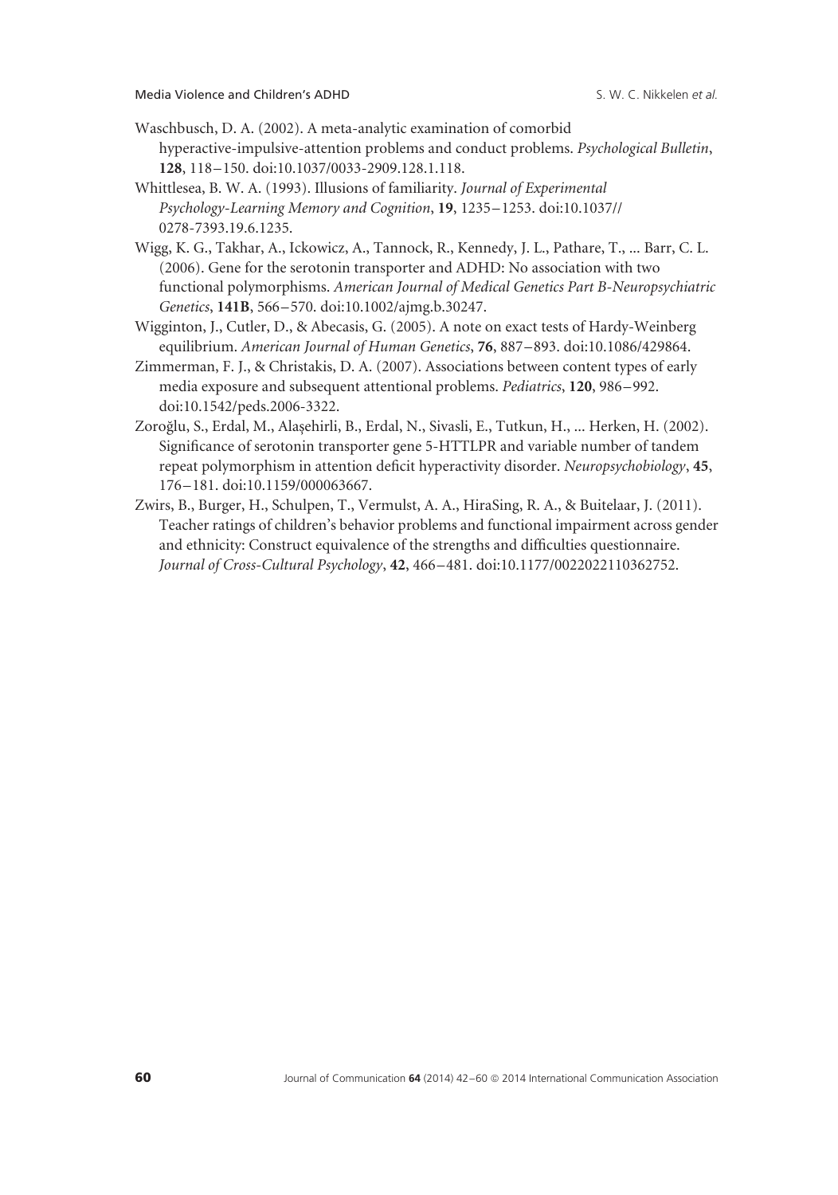Waschbusch, D. A. (2002). A meta-analytic examination of comorbid hyperactive-impulsive-attention problems and conduct problems. *Psychological Bulletin*, **128**, 118–150. doi:10.1037/0033-2909.128.1.118.

Whittlesea, B. W. A. (1993). Illusions of familiarity. *Journal of Experimental Psychology-Learning Memory and Cognition*, **19**, 1235–1253. doi:10.1037// 0278-7393.19.6.1235.

Wigg, K. G., Takhar, A., Ickowicz, A., Tannock, R., Kennedy, J. L., Pathare, T., ... Barr, C. L. (2006). Gene for the serotonin transporter and ADHD: No association with two functional polymorphisms. *American Journal of Medical Genetics Part B-Neuropsychiatric Genetics*, **141B**, 566–570. doi:10.1002/ajmg.b.30247.

Wigginton, J., Cutler, D., & Abecasis, G. (2005). A note on exact tests of Hardy-Weinberg equilibrium. *American Journal of Human Genetics*, **76**, 887–893. doi:10.1086/429864.

Zimmerman, F. J., & Christakis, D. A. (2007). Associations between content types of early media exposure and subsequent attentional problems. *Pediatrics*, **120**, 986–992. doi:10.1542/peds.2006-3322.

Zoroğlu, S., Erdal, M., Alaşehirli, B., Erdal, N., Sivasli, E., Tutkun, H., ... Herken, H. (2002). Significance of serotonin transporter gene 5-HTTLPR and variable number of tandem repeat polymorphism in attention deficit hyperactivity disorder. *Neuropsychobiology*, **45**, 176–181. doi:10.1159/000063667.

Zwirs, B., Burger, H., Schulpen, T., Vermulst, A. A., HiraSing, R. A., & Buitelaar, J. (2011). Teacher ratings of children's behavior problems and functional impairment across gender and ethnicity: Construct equivalence of the strengths and difficulties questionnaire. *Journal of Cross-Cultural Psychology*, **42**, 466–481. doi:10.1177/0022022110362752.